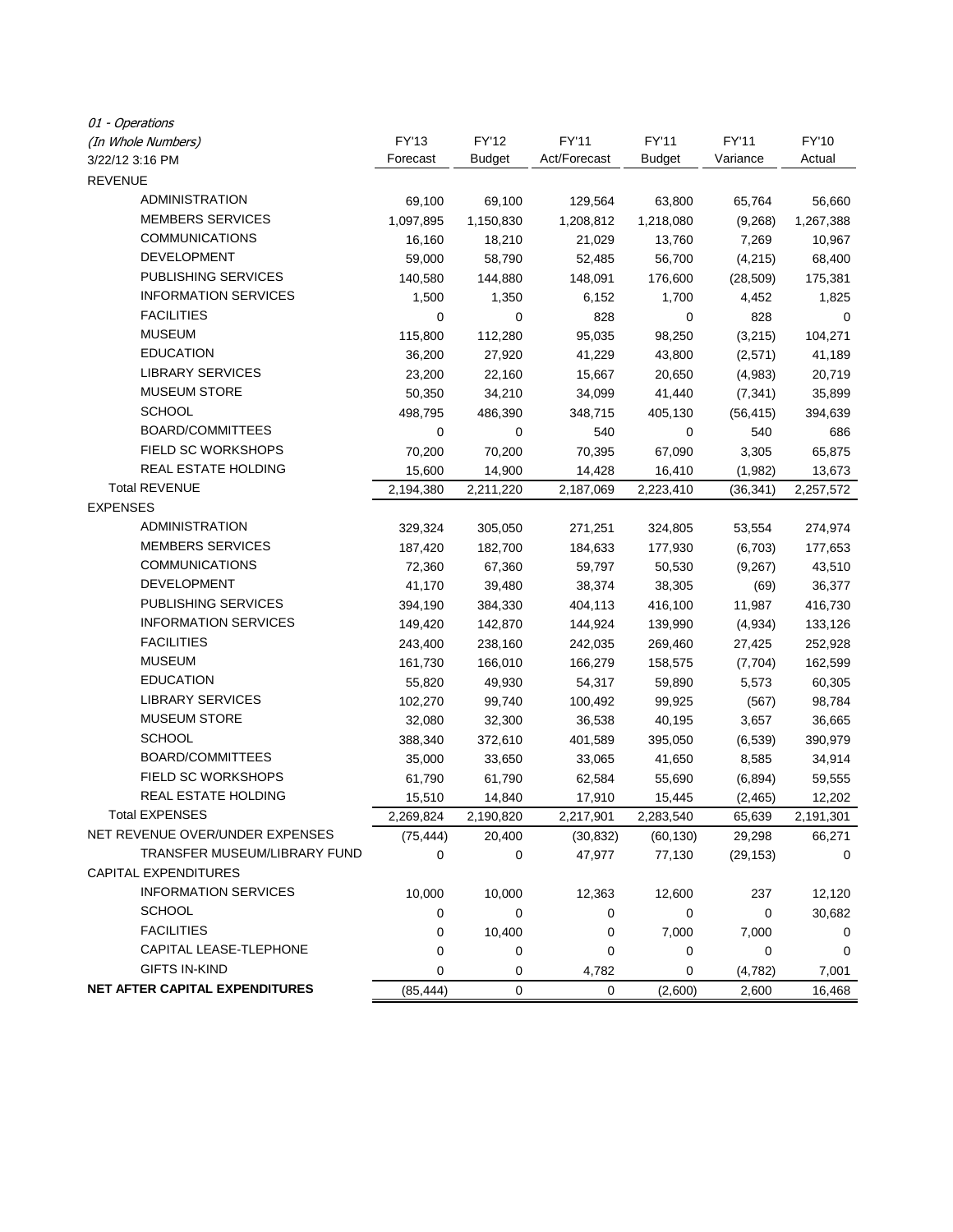*01 - Operations*
*(In Whole Numbers)*
3/22/12 3:16 PM

| | FY'13 Forecast | FY'12 Budget | FY'11 Act/Forecast | FY'11 Budget | FY'11 Variance | FY'10 Actual |
|---|---|---|---|---|---|---|
| REVENUE | | | | | | |
| ADMINISTRATION | 69,100 | 69,100 | 129,564 | 63,800 | 65,764 | 56,660 |
| MEMBERS SERVICES | 1,097,895 | 1,150,830 | 1,208,812 | 1,218,080 | (9,268) | 1,267,388 |
| COMMUNICATIONS | 16,160 | 18,210 | 21,029 | 13,760 | 7,269 | 10,967 |
| DEVELOPMENT | 59,000 | 58,790 | 52,485 | 56,700 | (4,215) | 68,400 |
| PUBLISHING SERVICES | 140,580 | 144,880 | 148,091 | 176,600 | (28,509) | 175,381 |
| INFORMATION SERVICES | 1,500 | 1,350 | 6,152 | 1,700 | 4,452 | 1,825 |
| FACILITIES | 0 | 0 | 828 | 0 | 828 | 0 |
| MUSEUM | 115,800 | 112,280 | 95,035 | 98,250 | (3,215) | 104,271 |
| EDUCATION | 36,200 | 27,920 | 41,229 | 43,800 | (2,571) | 41,189 |
| LIBRARY SERVICES | 23,200 | 22,160 | 15,667 | 20,650 | (4,983) | 20,719 |
| MUSEUM STORE | 50,350 | 34,210 | 34,099 | 41,440 | (7,341) | 35,899 |
| SCHOOL | 498,795 | 486,390 | 348,715 | 405,130 | (56,415) | 394,639 |
| BOARD/COMMITTEES | 0 | 0 | 540 | 0 | 540 | 686 |
| FIELD SC WORKSHOPS | 70,200 | 70,200 | 70,395 | 67,090 | 3,305 | 65,875 |
| REAL ESTATE HOLDING | 15,600 | 14,900 | 14,428 | 16,410 | (1,982) | 13,673 |
| Total REVENUE | 2,194,380 | 2,211,220 | 2,187,069 | 2,223,410 | (36,341) | 2,257,572 |
| EXPENSES | | | | | | |
| ADMINISTRATION | 329,324 | 305,050 | 271,251 | 324,805 | 53,554 | 274,974 |
| MEMBERS SERVICES | 187,420 | 182,700 | 184,633 | 177,930 | (6,703) | 177,653 |
| COMMUNICATIONS | 72,360 | 67,360 | 59,797 | 50,530 | (9,267) | 43,510 |
| DEVELOPMENT | 41,170 | 39,480 | 38,374 | 38,305 | (69) | 36,377 |
| PUBLISHING SERVICES | 394,190 | 384,330 | 404,113 | 416,100 | 11,987 | 416,730 |
| INFORMATION SERVICES | 149,420 | 142,870 | 144,924 | 139,990 | (4,934) | 133,126 |
| FACILITIES | 243,400 | 238,160 | 242,035 | 269,460 | 27,425 | 252,928 |
| MUSEUM | 161,730 | 166,010 | 166,279 | 158,575 | (7,704) | 162,599 |
| EDUCATION | 55,820 | 49,930 | 54,317 | 59,890 | 5,573 | 60,305 |
| LIBRARY SERVICES | 102,270 | 99,740 | 100,492 | 99,925 | (567) | 98,784 |
| MUSEUM STORE | 32,080 | 32,300 | 36,538 | 40,195 | 3,657 | 36,665 |
| SCHOOL | 388,340 | 372,610 | 401,589 | 395,050 | (6,539) | 390,979 |
| BOARD/COMMITTEES | 35,000 | 33,650 | 33,065 | 41,650 | 8,585 | 34,914 |
| FIELD SC WORKSHOPS | 61,790 | 61,790 | 62,584 | 55,690 | (6,894) | 59,555 |
| REAL ESTATE HOLDING | 15,510 | 14,840 | 17,910 | 15,445 | (2,465) | 12,202 |
| Total EXPENSES | 2,269,824 | 2,190,820 | 2,217,901 | 2,283,540 | 65,639 | 2,191,301 |
| NET REVENUE OVER/UNDER EXPENSES | (75,444) | 20,400 | (30,832) | (60,130) | 29,298 | 66,271 |
| TRANSFER MUSEUM/LIBRARY FUND | 0 | 0 | 47,977 | 77,130 | (29,153) | 0 |
| CAPITAL EXPENDITURES | | | | | | |
| INFORMATION SERVICES | 10,000 | 10,000 | 12,363 | 12,600 | 237 | 12,120 |
| SCHOOL | 0 | 0 | 0 | 0 | 0 | 30,682 |
| FACILITIES | 0 | 10,400 | 0 | 7,000 | 7,000 | 0 |
| CAPITAL LEASE-TLEPHONE | 0 | 0 | 0 | 0 | 0 | 0 |
| GIFTS IN-KIND | 0 | 0 | 4,782 | 0 | (4,782) | 7,001 |
| **NET AFTER CAPITAL EXPENDITURES** | (85,444) | 0 | 0 | (2,600) | 2,600 | 16,468 |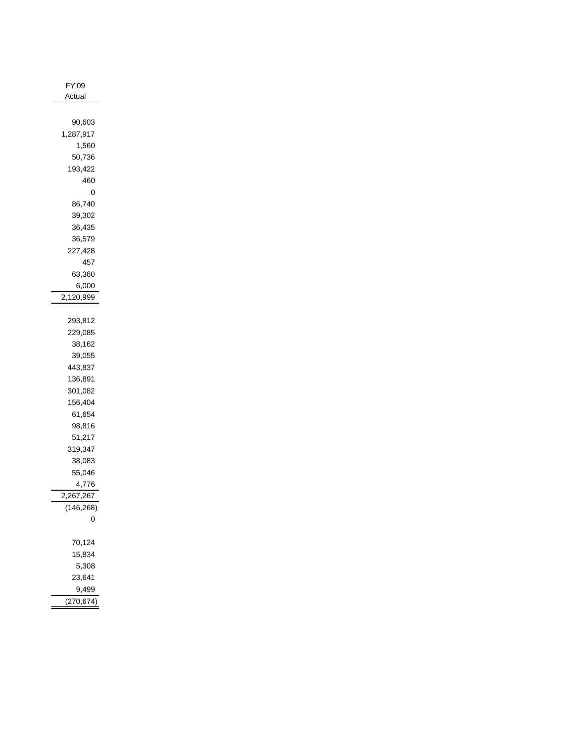| FY'09 Actual |
| --- |
| |
| 90,603 |
| 1,287,917 |
| 1,560 |
| 50,736 |
| 193,422 |
| 460 |
| 0 |
| 86,740 |
| 39,302 |
| 36,435 |
| 36,579 |
| 227,428 |
| 457 |
| 63,360 |
| 6,000 |
| 2,120,999 |
| |
| 293,812 |
| 229,085 |
| 38,162 |
| 39,055 |
| 443,837 |
| 136,891 |
| 301,082 |
| 156,404 |
| 61,654 |
| 98,816 |
| 51,217 |
| 319,347 |
| 38,083 |
| 55,046 |
| 4,776 |
| 2,267,267 |
| (146,268) |
| 0 |
| |
| 70,124 |
| 15,834 |
| 5,308 |
| 23,641 |
| 9,499 |
| (270,674) |